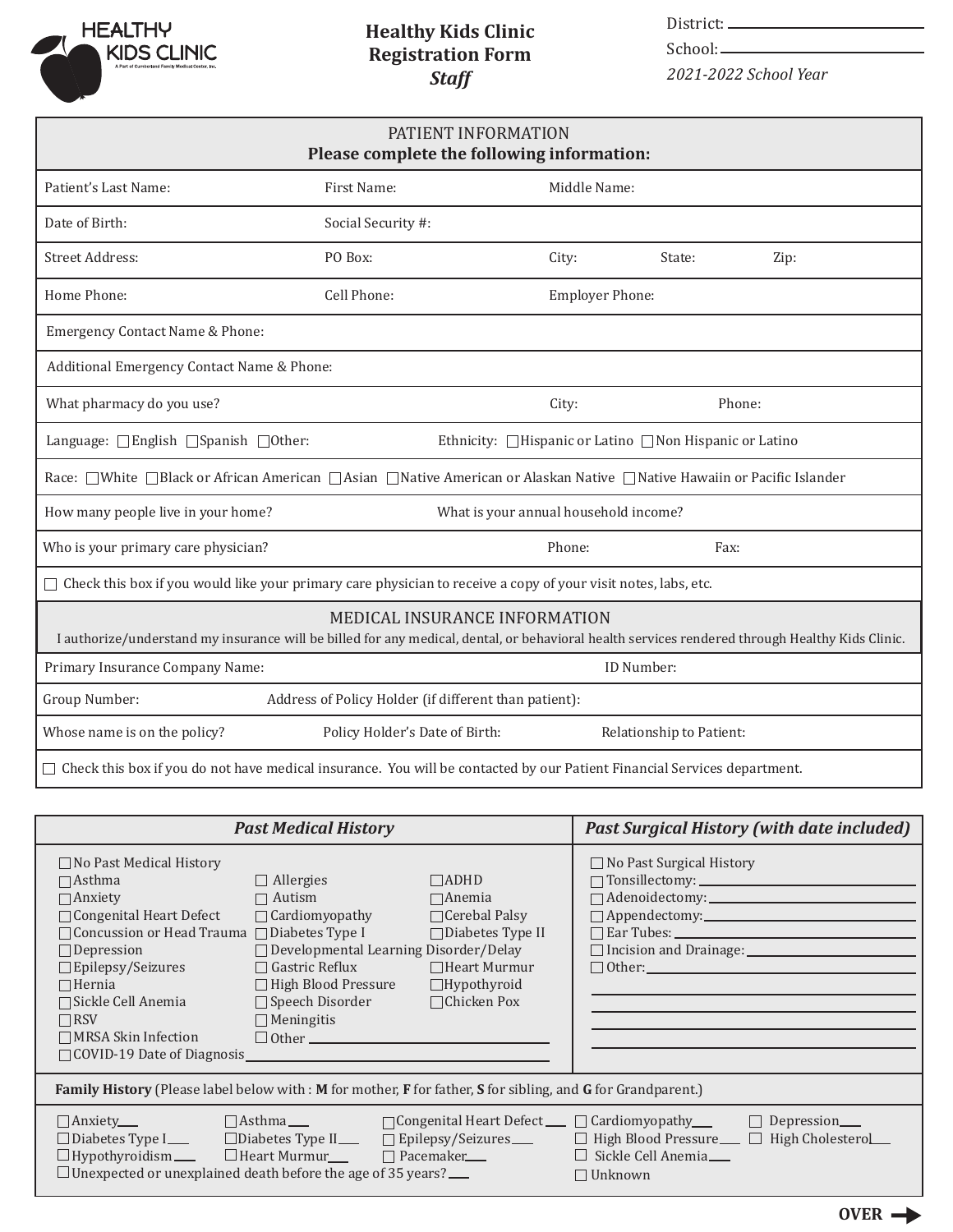HEALTHY KIDS CLINIC
A Part of Cumberland Family Medical Center, Inc.

# Healthy Kids Clinic Registration Form
## *Staff*

District: ______________________

School: ______________________

*2021-2022 School Year*

| PATIENT INFORMATION<br>**Please complete the following information:** | | | | |
|---|---|---|---|---|
| Patient's Last Name: | First Name: | Middle Name: | | |
| Date of Birth: | Social Security #: | | | |
| Street Address: | PO Box: | City: | State: | Zip: |
| Home Phone: | Cell Phone: | Employer Phone: | | |
| Emergency Contact Name & Phone: | | | | |
| Additional Emergency Contact Name & Phone: | | | | |
| What pharmacy do you use? | | City: | Phone: | |
| Language: ☐English ☐Spanish ☐Other: | Ethnicity: ☐Hispanic or Latino ☐Non Hispanic or Latino | | | |
| Race: ☐White ☐Black or African American ☐Asian ☐Native American or Alaskan Native ☐Native Hawaiin or Pacific Islander | | | | |
| How many people live in your home? | What is your annual household income? | | | |
| Who is your primary care physician? | | Phone: | Fax: | |
| ☐ Check this box if you would like your primary care physician to receive a copy of your visit notes, labs, etc. | | | | |

| MEDICAL INSURANCE INFORMATION<br>I authorize/understand my insurance will be billed for any medical, dental, or behavioral health services rendered through Healthy Kids Clinic. | | |
|---|---|---|
| Primary Insurance Company Name: | | ID Number: |
| Group Number: | Address of Policy Holder (if different than patient): | |
| Whose name is on the policy? | Policy Holder's Date of Birth: | Relationship to Patient: |
| ☐ Check this box if you do not have medical insurance. You will be contacted by our Patient Financial Services department. | | |

| *Past Medical History* | | | *Past Surgical History (with date included)* |
|---|---|---|---|
| ☐No Past Medical History | | | ☐ No Past Surgical History |
| ☐Asthma | ☐ Allergies | ☐ADHD | ☐ Tonsillectomy: ______ |
| ☐Anxiety | ☐ Autism | ☐Anemia | ☐ Adenoidectomy: ______ |
| ☐Congenital Heart Defect | ☐ Cardiomyopathy | ☐Cerebal Palsy | ☐ Appendectomy: ______ |
| ☐Concussion or Head Trauma | ☐ Diabetes Type I | ☐Diabetes Type II | ☐ Ear Tubes: ______ |
| ☐Depression | ☐ Developmental Learning Disorder/Delay | | ☐ Incision and Drainage: ______ |
| ☐Epilepsy/Seizures | ☐ Gastric Reflux | ☐Heart Murmur | ☐ Other: ______ |
| ☐Hernia | ☐ High Blood Pressure | ☐Hypothyroid | ______ |
| ☐Sickle Cell Anemia | ☐ Speech Disorder | ☐Chicken Pox | ______ |
| ☐RSV | ☐ Meningitis | | ______ |
| ☐MRSA Skin Infection | ☐ Other ______ | | ______ |
| ☐COVID-19 Date of Diagnosis ______ | | | |

**Family History** (Please label below with : **M** for mother, **F** for father, **S** for sibling, and **G** for Grandparent.)

| | | | | |
|---|---|---|---|---|
| ☐Anxiety___ | ☐Asthma___ | ☐Congenital Heart Defect___ | ☐ Cardiomyopathy___ | ☐ Depression___ |
| ☐Diabetes Type I___ | ☐Diabetes Type II___ | ☐ Epilepsy/Seizures___ | ☐ High Blood Pressure___ | ☐ High Cholesterol___ |
| ☐Hypothyroidism___ | ☐Heart Murmur___ | ☐ Pacemaker___ | ☐ Sickle Cell Anemia___ | |
| ☐Unexpected or unexplained death before the age of 35 years?___ | | | ☐ Unknown | |

**OVER →**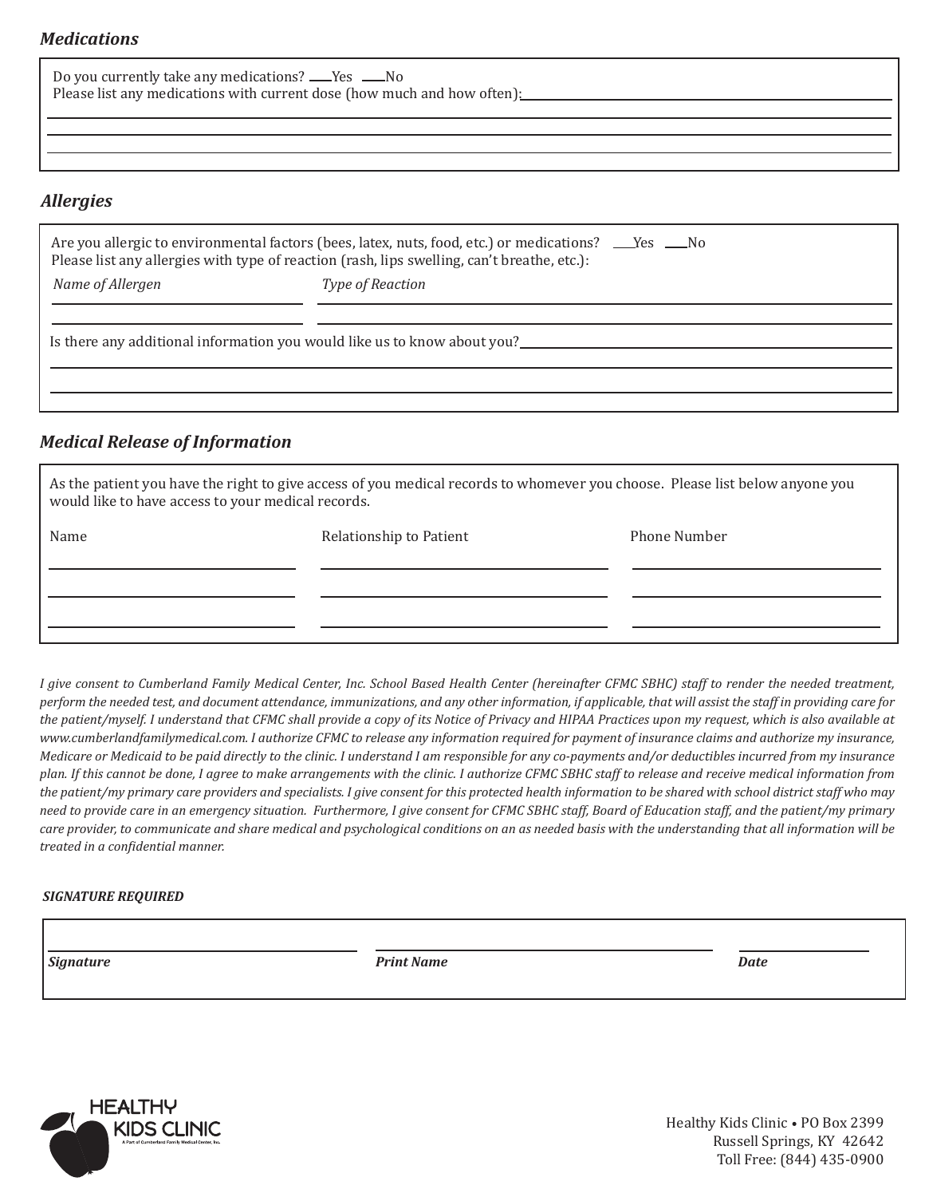## *Medications*

Do you currently take any medications? ___Yes ___No

Please list any medications with current dose (how much and how often): ______________________________

______________________________________________________________________

______________________________________________________________________

______________________________________________________________________

## *Allergies*

Are you allergic to environmental factors (bees, latex, nuts, food, etc.) or medications? ___Yes ___No

Please list any allergies with type of reaction (rash, lips swelling, can't breathe, etc.):

| *Name of Allergen* | *Type of Reaction* |
|---|---|
| | |
| | |

Is there any additional information you would like us to know about you? ______________________________

______________________________________________________________________

______________________________________________________________________

## *Medical Release of Information*

As the patient you have the right to give access of you medical records to whomever you choose. Please list below anyone you would like to have access to your medical records.

| Name | Relationship to Patient | Phone Number |
|---|---|---|
| | | |
| | | |
| | | |

*I give consent to Cumberland Family Medical Center, Inc. School Based Health Center (hereinafter CFMC SBHC) staff to render the needed treatment, perform the needed test, and document attendance, immunizations, and any other information, if applicable, that will assist the staff in providing care for the patient/myself. I understand that CFMC shall provide a copy of its Notice of Privacy and HIPAA Practices upon my request, which is also available at www.cumberlandfamilymedical.com. I authorize CFMC to release any information required for payment of insurance claims and authorize my insurance, Medicare or Medicaid to be paid directly to the clinic. I understand I am responsible for any co-payments and/or deductibles incurred from my insurance plan. If this cannot be done, I agree to make arrangements with the clinic. I authorize CFMC SBHC staff to release and receive medical information from the patient/my primary care providers and specialists. I give consent for this protected health information to be shared with school district staff who may need to provide care in an emergency situation. Furthermore, I give consent for CFMC SBHC staff, Board of Education staff, and the patient/my primary care provider, to communicate and share medical and psychological conditions on an as needed basis with the understanding that all information will be treated in a confidential manner.*

***SIGNATURE REQUIRED***

| | | |
|---|---|---|
| ______________________ | ______________________ | __________ |
| ***Signature*** | ***Print Name*** | ***Date*** |

HEALTHY KIDS CLINIC

A Part of Cumberland Family Medical Center, Inc.

Healthy Kids Clinic • PO Box 2399
Russell Springs, KY 42642
Toll Free: (844) 435-0900